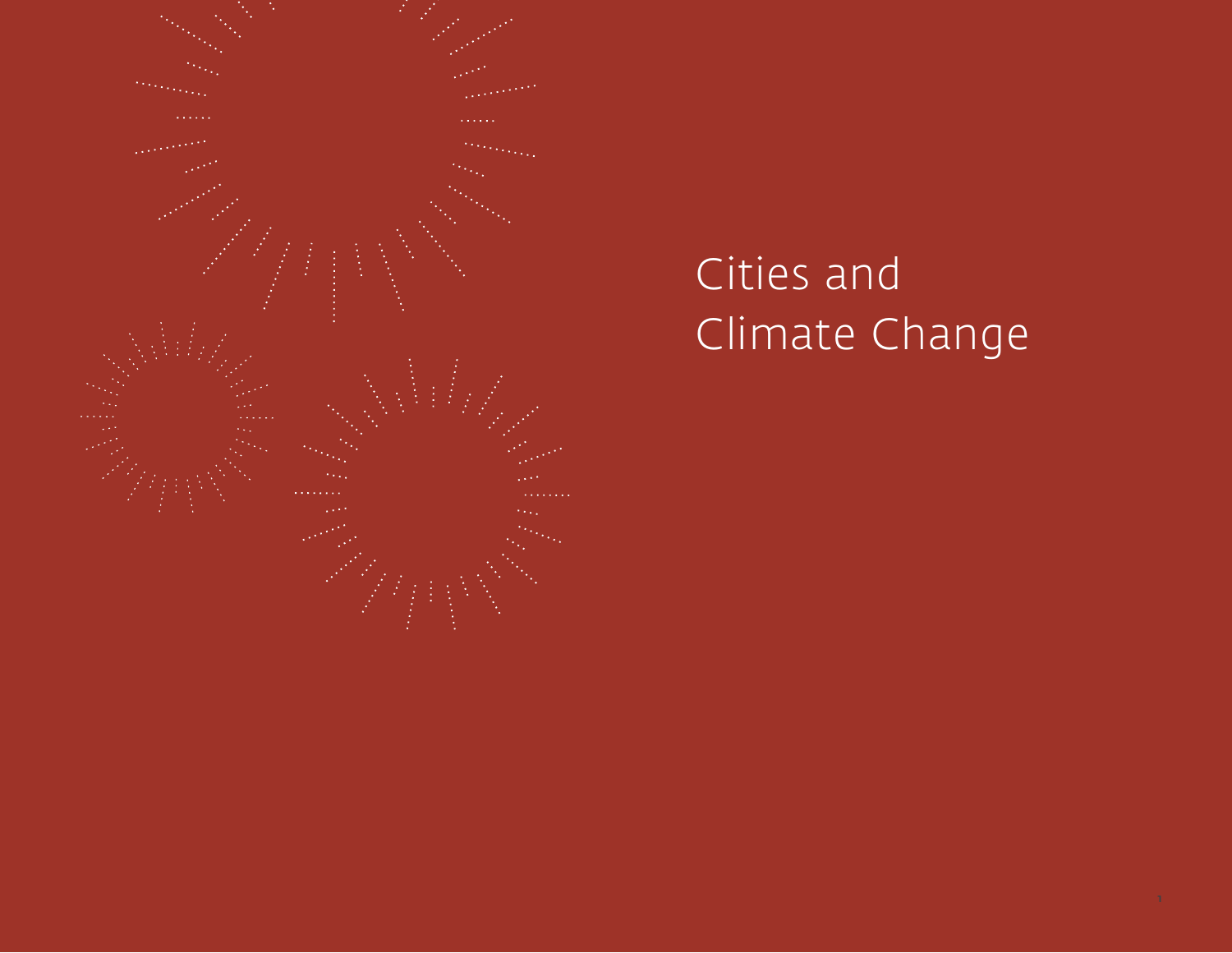# Cities and Climate Change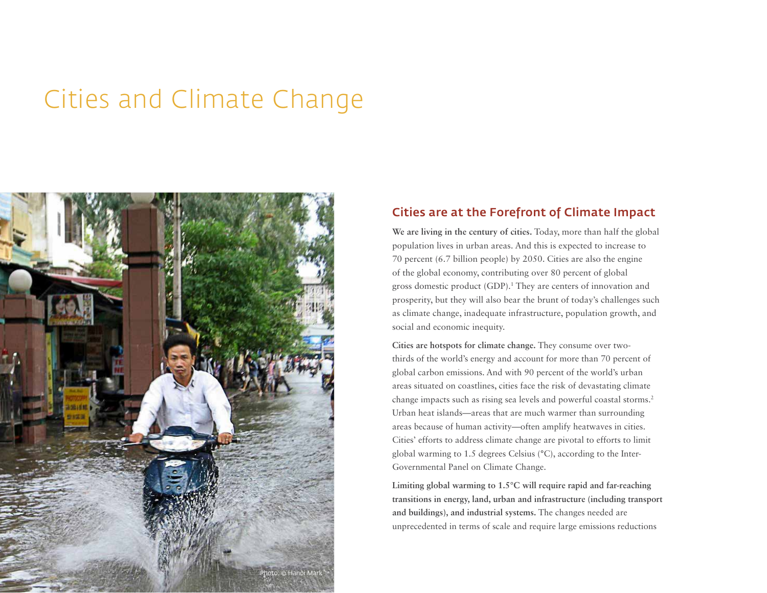# Cities and Climate Change

Photo: © Hanoi Mark

## Cities are at the Forefront of Climate Impact

**We are living in the century of cities.** Today, more than half the global population lives in urban areas. And this is expected to increase to 70 percent (6.7 billion people) by 2050. Cities are also the engine of the global economy, contributing over 80 percent of global gross domestic product (GDP).[1] They are centers of innovation and prosperity, but they will also bear the brunt of today's challenges such as climate change, inadequate infrastructure, population growth, and social and economic inequity.

**Cities are hotspots for climate change.** They consume over two-thirds of the world's energy and account for more than 70 percent of global carbon emissions. And with 90 percent of the world's urban areas situated on coastlines, cities face the risk of devastating climate change impacts such as rising sea levels and powerful coastal storms.[2] Urban heat islands—areas that are much warmer than surrounding areas because of human activity—often amplify heatwaves in cities. Cities' efforts to address climate change are pivotal to efforts to limit global warming to 1.5 degrees Celsius (°C), according to the Inter-Governmental Panel on Climate Change.

**Limiting global warming to 1.5°C will require rapid and far-reaching transitions in energy, land, urban and infrastructure (including transport and buildings), and industrial systems.** The changes needed are unprecedented in terms of scale and require large emissions reductions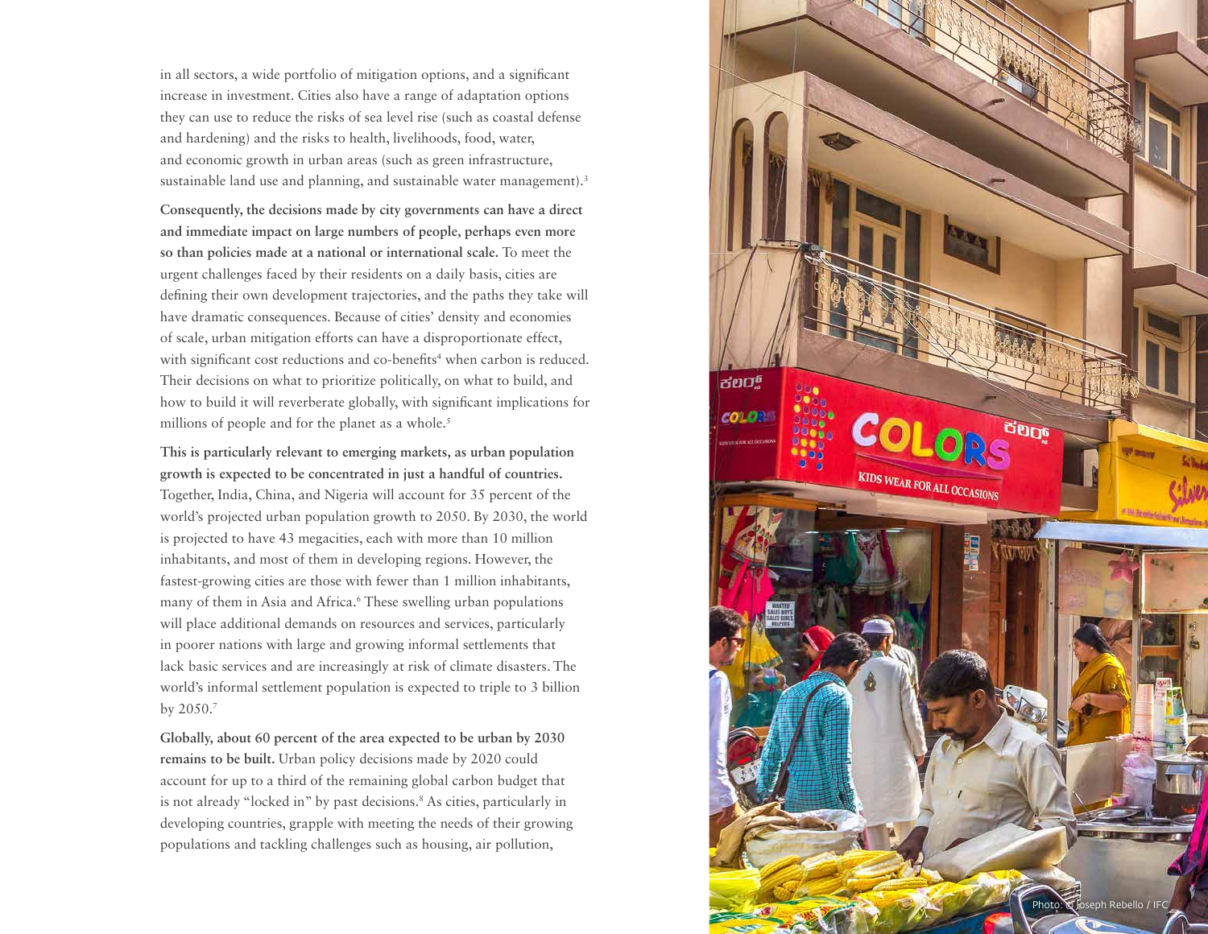in all sectors, a wide portfolio of mitigation options, and a significant increase in investment. Cities also have a range of adaptation options they can use to reduce the risks of sea level rise (such as coastal defense and hardening) and the risks to health, livelihoods, food, water, and economic growth in urban areas (such as green infrastructure, sustainable land use and planning, and sustainable water management).[3]

**Consequently, the decisions made by city governments can have a direct and immediate impact on large numbers of people, perhaps even more so than policies made at a national or international scale.** To meet the urgent challenges faced by their residents on a daily basis, cities are defining their own development trajectories, and the paths they take will have dramatic consequences. Because of cities' density and economies of scale, urban mitigation efforts can have a disproportionate effect, with significant cost reductions and co-benefits[4] when carbon is reduced. Their decisions on what to prioritize politically, on what to build, and how to build it will reverberate globally, with significant implications for millions of people and for the planet as a whole.[5]

**This is particularly relevant to emerging markets, as urban population growth is expected to be concentrated in just a handful of countries.** Together, India, China, and Nigeria will account for 35 percent of the world's projected urban population growth to 2050. By 2030, the world is projected to have 43 megacities, each with more than 10 million inhabitants, and most of them in developing regions. However, the fastest-growing cities are those with fewer than 1 million inhabitants, many of them in Asia and Africa.[6] These swelling urban populations will place additional demands on resources and services, particularly in poorer nations with large and growing informal settlements that lack basic services and are increasingly at risk of climate disasters. The world's informal settlement population is expected to triple to 3 billion by 2050.[7]

**Globally, about 60 percent of the area expected to be urban by 2030 remains to be built.** Urban policy decisions made by 2020 could account for up to a third of the remaining global carbon budget that is not already "locked in" by past decisions.[8] As cities, particularly in developing countries, grapple with meeting the needs of their growing populations and tackling challenges such as housing, air pollution,

Photo: © Joseph Rebello / IFC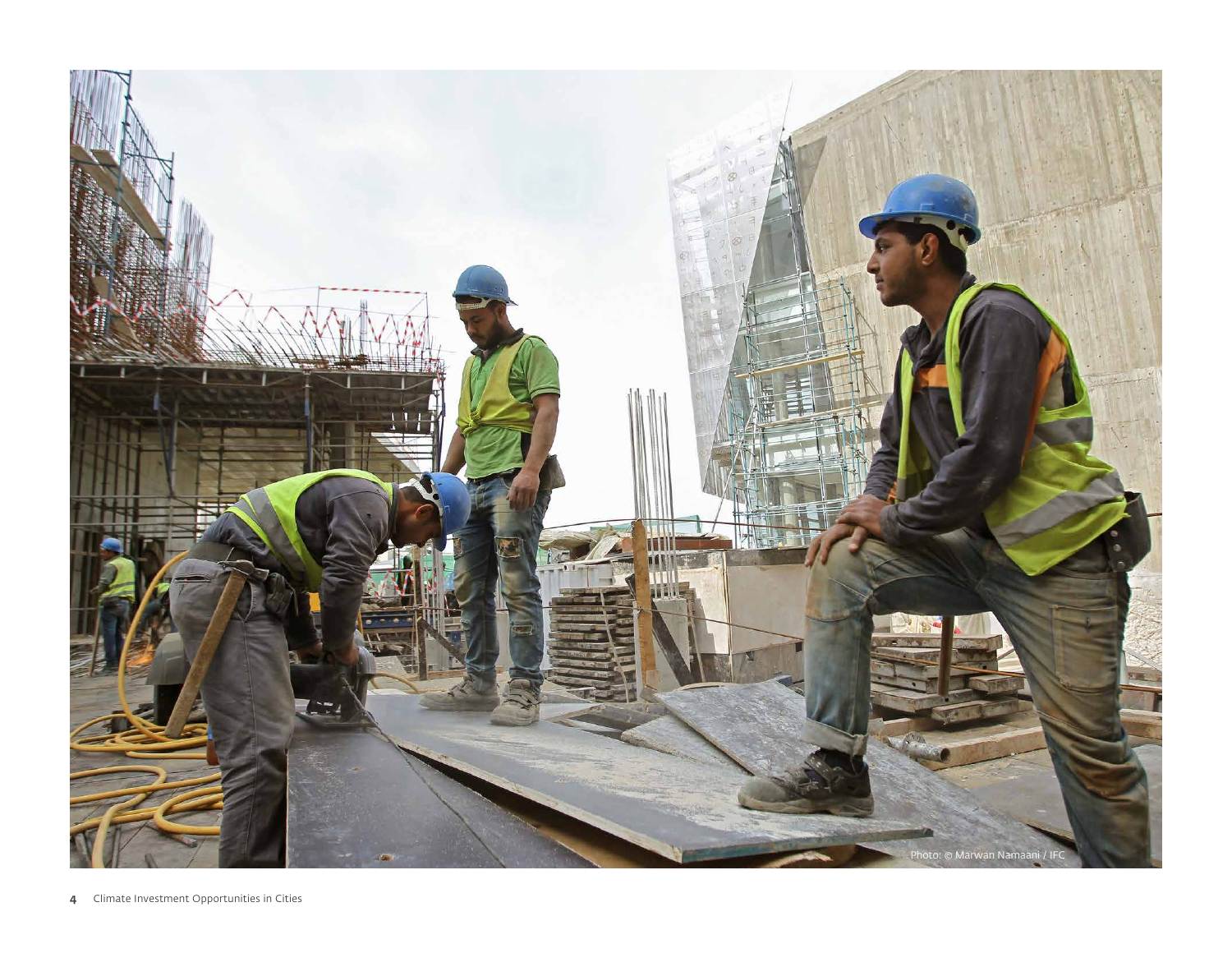Photo: © Marwan Namaani / IFC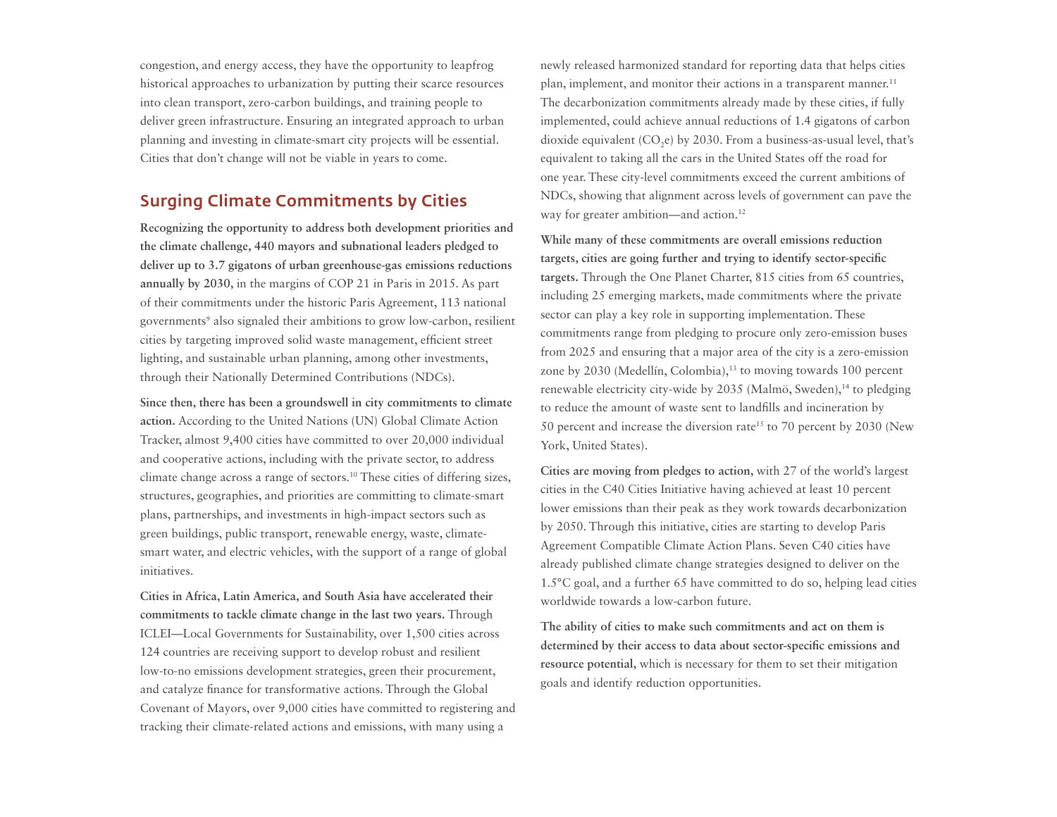congestion, and energy access, they have the opportunity to leapfrog historical approaches to urbanization by putting their scarce resources into clean transport, zero-carbon buildings, and training people to deliver green infrastructure. Ensuring an integrated approach to urban planning and investing in climate-smart city projects will be essential. Cities that don't change will not be viable in years to come.

## Surging Climate Commitments by Cities

**Recognizing the opportunity to address both development priorities and the climate challenge, 440 mayors and subnational leaders pledged to deliver up to 3.7 gigatons of urban greenhouse-gas emissions reductions annually by 2030,** in the margins of COP 21 in Paris in 2015. As part of their commitments under the historic Paris Agreement, 113 national governments[9] also signaled their ambitions to grow low-carbon, resilient cities by targeting improved solid waste management, efficient street lighting, and sustainable urban planning, among other investments, through their Nationally Determined Contributions (NDCs).

**Since then, there has been a groundswell in city commitments to climate action.** According to the United Nations (UN) Global Climate Action Tracker, almost 9,400 cities have committed to over 20,000 individual and cooperative actions, including with the private sector, to address climate change across a range of sectors.[10] These cities of differing sizes, structures, geographies, and priorities are committing to climate-smart plans, partnerships, and investments in high-impact sectors such as green buildings, public transport, renewable energy, waste, climate-smart water, and electric vehicles, with the support of a range of global initiatives.

**Cities in Africa, Latin America, and South Asia have accelerated their commitments to tackle climate change in the last two years.** Through ICLEI—Local Governments for Sustainability, over 1,500 cities across 124 countries are receiving support to develop robust and resilient low-to-no emissions development strategies, green their procurement, and catalyze finance for transformative actions. Through the Global Covenant of Mayors, over 9,000 cities have committed to registering and tracking their climate-related actions and emissions, with many using a newly released harmonized standard for reporting data that helps cities plan, implement, and monitor their actions in a transparent manner.[11] The decarbonization commitments already made by these cities, if fully implemented, could achieve annual reductions of 1.4 gigatons of carbon dioxide equivalent ($CO_2e$) by 2030. From a business-as-usual level, that's equivalent to taking all the cars in the United States off the road for one year. These city-level commitments exceed the current ambitions of NDCs, showing that alignment across levels of government can pave the way for greater ambition—and action.[12]

**While many of these commitments are overall emissions reduction targets, cities are going further and trying to identify sector-specific targets.** Through the One Planet Charter, 815 cities from 65 countries, including 25 emerging markets, made commitments where the private sector can play a key role in supporting implementation. These commitments range from pledging to procure only zero-emission buses from 2025 and ensuring that a major area of the city is a zero-emission zone by 2030 (Medellín, Colombia),[13] to moving towards 100 percent renewable electricity city-wide by 2035 (Malmö, Sweden),[14] to pledging to reduce the amount of waste sent to landfills and incineration by 50 percent and increase the diversion rate[15] to 70 percent by 2030 (New York, United States).

**Cities are moving from pledges to action,** with 27 of the world's largest cities in the C40 Cities Initiative having achieved at least 10 percent lower emissions than their peak as they work towards decarbonization by 2050. Through this initiative, cities are starting to develop Paris Agreement Compatible Climate Action Plans. Seven C40 cities have already published climate change strategies designed to deliver on the 1.5°C goal, and a further 65 have committed to do so, helping lead cities worldwide towards a low-carbon future.

**The ability of cities to make such commitments and act on them is determined by their access to data about sector-specific emissions and resource potential,** which is necessary for them to set their mitigation goals and identify reduction opportunities.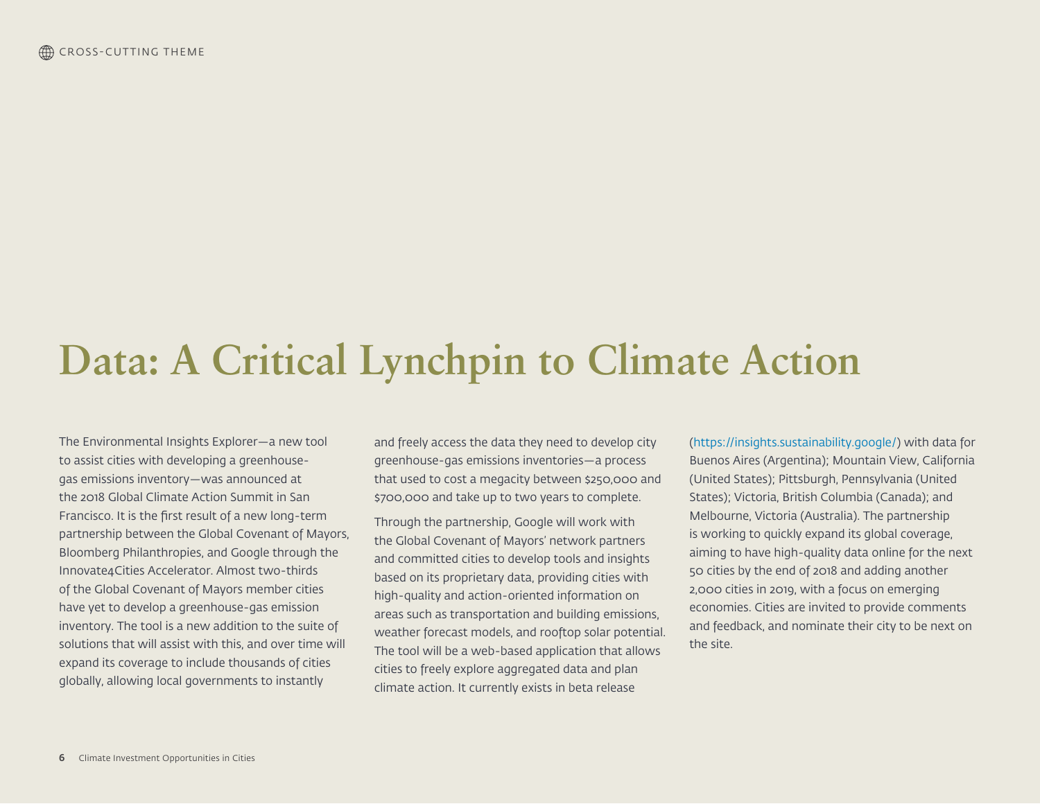CROSS-CUTTING THEME

# Data: A Critical Lynchpin to Climate Action

The Environmental Insights Explorer—a new tool to assist cities with developing a greenhouse-gas emissions inventory—was announced at the 2018 Global Climate Action Summit in San Francisco. It is the first result of a new long-term partnership between the Global Covenant of Mayors, Bloomberg Philanthropies, and Google through the Innovate4Cities Accelerator. Almost two-thirds of the Global Covenant of Mayors member cities have yet to develop a greenhouse-gas emission inventory. The tool is a new addition to the suite of solutions that will assist with this, and over time will expand its coverage to include thousands of cities globally, allowing local governments to instantly and freely access the data they need to develop city greenhouse-gas emissions inventories—a process that used to cost a megacity between $250,000 and $700,000 and take up to two years to complete.

Through the partnership, Google will work with the Global Covenant of Mayors' network partners and committed cities to develop tools and insights based on its proprietary data, providing cities with high-quality and action-oriented information on areas such as transportation and building emissions, weather forecast models, and rooftop solar potential. The tool will be a web-based application that allows cities to freely explore aggregated data and plan climate action. It currently exists in beta release (https://insights.sustainability.google/) with data for Buenos Aires (Argentina); Mountain View, California (United States); Pittsburgh, Pennsylvania (United States); Victoria, British Columbia (Canada); and Melbourne, Victoria (Australia). The partnership is working to quickly expand its global coverage, aiming to have high-quality data online for the next 50 cities by the end of 2018 and adding another 2,000 cities in 2019, with a focus on emerging economies. Cities are invited to provide comments and feedback, and nominate their city to be next on the site.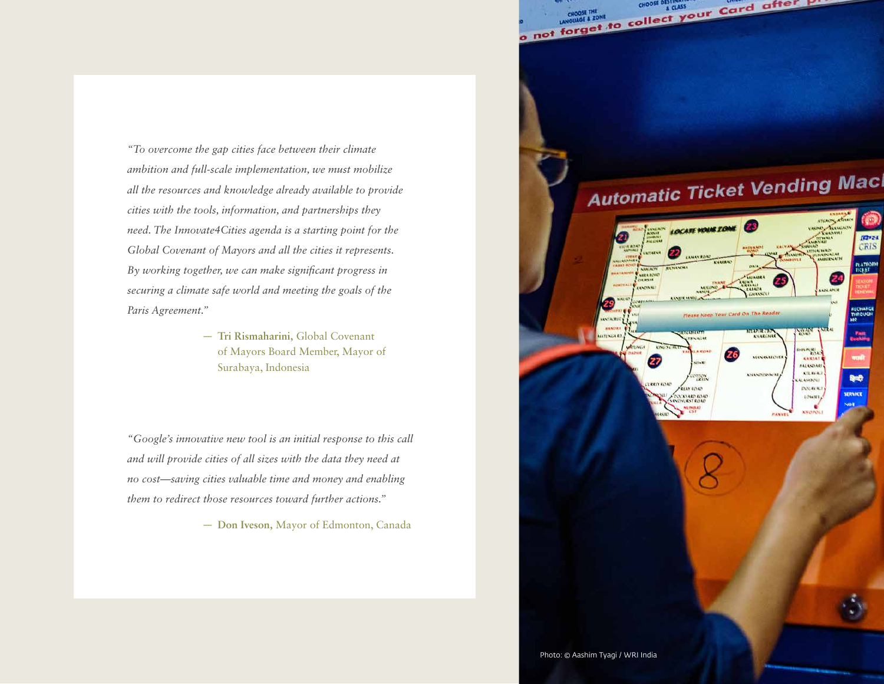*"To overcome the gap cities face between their climate ambition and full-scale implementation, we must mobilize all the resources and knowledge already available to provide cities with the tools, information, and partnerships they need. The Innovate4Cities agenda is a starting point for the Global Covenant of Mayors and all the cities it represents. By working together, we can make significant progress in securing a climate safe world and meeting the goals of the Paris Agreement."*

— **Tri Rismaharini,** Global Covenant of Mayors Board Member, Mayor of Surabaya, Indonesia

*"Google's innovative new tool is an initial response to this call and will provide cities of all sizes with the data they need at no cost—saving cities valuable time and money and enabling them to redirect those resources toward further actions."*

— **Don Iveson,** Mayor of Edmonton, Canada

Photo: © Aashim Tyagi / WRI India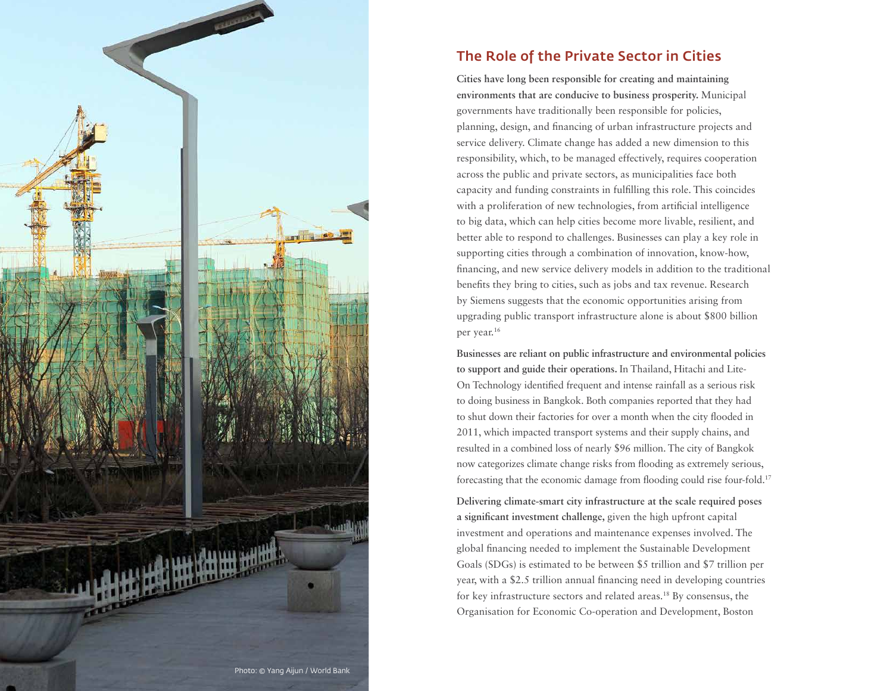## The Role of the Private Sector in Cities

**Cities have long been responsible for creating and maintaining environments that are conducive to business prosperity.** Municipal governments have traditionally been responsible for policies, planning, design, and financing of urban infrastructure projects and service delivery. Climate change has added a new dimension to this responsibility, which, to be managed effectively, requires cooperation across the public and private sectors, as municipalities face both capacity and funding constraints in fulfilling this role. This coincides with a proliferation of new technologies, from artificial intelligence to big data, which can help cities become more livable, resilient, and better able to respond to challenges. Businesses can play a key role in supporting cities through a combination of innovation, know-how, financing, and new service delivery models in addition to the traditional benefits they bring to cities, such as jobs and tax revenue. Research by Siemens suggests that the economic opportunities arising from upgrading public transport infrastructure alone is about $800 billion per year.[16]

**Businesses are reliant on public infrastructure and environmental policies to support and guide their operations.** In Thailand, Hitachi and Lite-On Technology identified frequent and intense rainfall as a serious risk to doing business in Bangkok. Both companies reported that they had to shut down their factories for over a month when the city flooded in 2011, which impacted transport systems and their supply chains, and resulted in a combined loss of nearly $96 million. The city of Bangkok now categorizes climate change risks from flooding as extremely serious, forecasting that the economic damage from flooding could rise four-fold.[17]

**Delivering climate-smart city infrastructure at the scale required poses a significant investment challenge,** given the high upfront capital investment and operations and maintenance expenses involved. The global financing needed to implement the Sustainable Development Goals (SDGs) is estimated to be between $5 trillion and $7 trillion per year, with a $2.5 trillion annual financing need in developing countries for key infrastructure sectors and related areas.[18] By consensus, the Organisation for Economic Co-operation and Development, Boston

Photo: © Yang Aijun / World Bank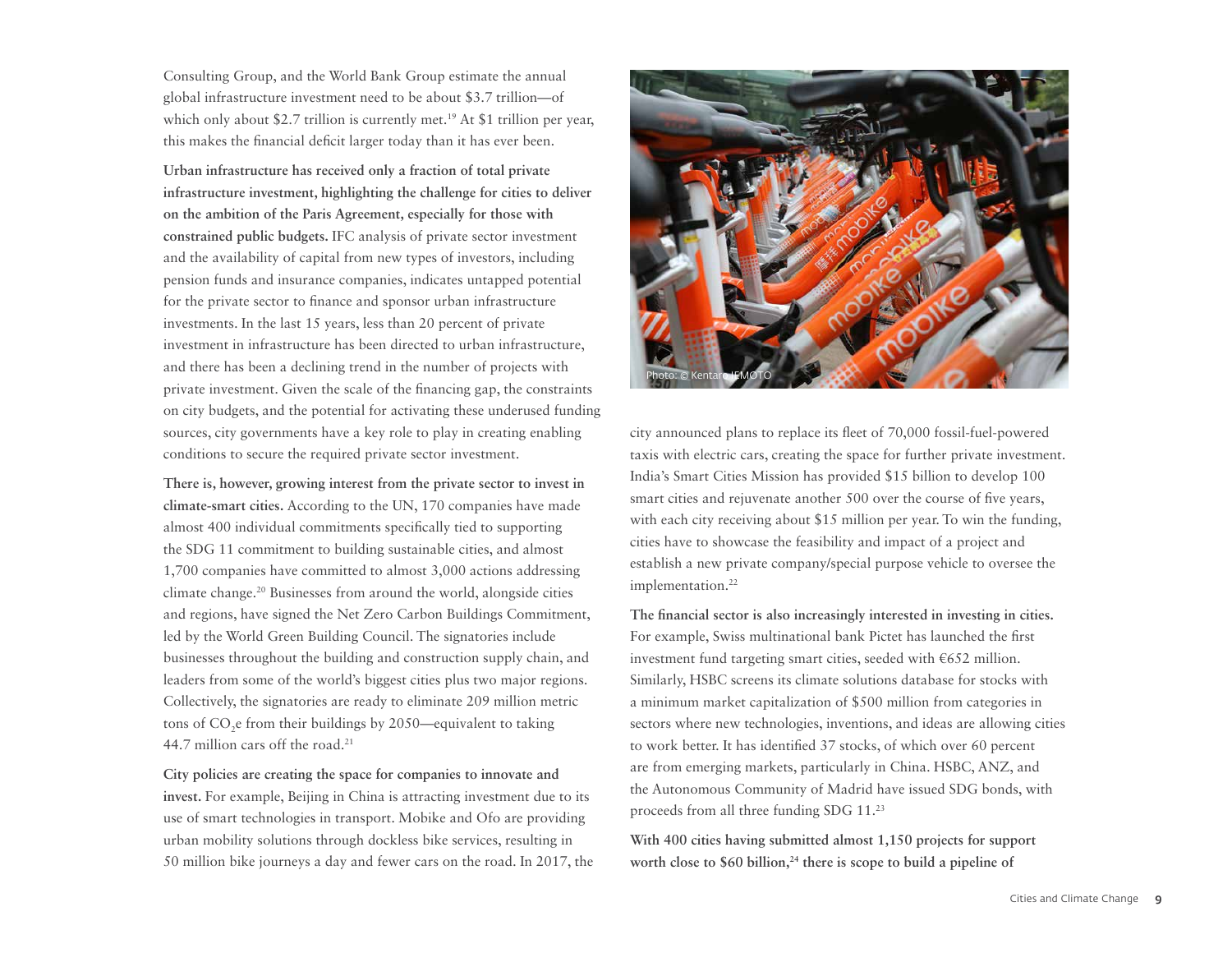Consulting Group, and the World Bank Group estimate the annual global infrastructure investment need to be about $3.7 trillion—of which only about $2.7 trillion is currently met.[19] At $1 trillion per year, this makes the financial deficit larger today than it has ever been.

**Urban infrastructure has received only a fraction of total private infrastructure investment, highlighting the challenge for cities to deliver on the ambition of the Paris Agreement, especially for those with constrained public budgets.** IFC analysis of private sector investment and the availability of capital from new types of investors, including pension funds and insurance companies, indicates untapped potential for the private sector to finance and sponsor urban infrastructure investments. In the last 15 years, less than 20 percent of private investment in infrastructure has been directed to urban infrastructure, and there has been a declining trend in the number of projects with private investment. Given the scale of the financing gap, the constraints on city budgets, and the potential for activating these underused funding sources, city governments have a key role to play in creating enabling conditions to secure the required private sector investment.

**There is, however, growing interest from the private sector to invest in climate-smart cities.** According to the UN, 170 companies have made almost 400 individual commitments specifically tied to supporting the SDG 11 commitment to building sustainable cities, and almost 1,700 companies have committed to almost 3,000 actions addressing climate change.[20] Businesses from around the world, alongside cities and regions, have signed the Net Zero Carbon Buildings Commitment, led by the World Green Building Council. The signatories include businesses throughout the building and construction supply chain, and leaders from some of the world's biggest cities plus two major regions. Collectively, the signatories are ready to eliminate 209 million metric tons of $CO_2$e from their buildings by 2050—equivalent to taking 44.7 million cars off the road.[21]

**City policies are creating the space for companies to innovate and invest.** For example, Beijing in China is attracting investment due to its use of smart technologies in transport. Mobike and Ofo are providing urban mobility solutions through dockless bike services, resulting in 50 million bike journeys a day and fewer cars on the road. In 2017, the city announced plans to replace its fleet of 70,000 fossil-fuel-powered taxis with electric cars, creating the space for further private investment. India's Smart Cities Mission has provided $15 billion to develop 100 smart cities and rejuvenate another 500 over the course of five years, with each city receiving about $15 million per year. To win the funding, cities have to showcase the feasibility and impact of a project and establish a new private company/special purpose vehicle to oversee the implementation.[22]

Photo: © Kentaro IEMOTO

**The financial sector is also increasingly interested in investing in cities.** For example, Swiss multinational bank Pictet has launched the first investment fund targeting smart cities, seeded with €652 million. Similarly, HSBC screens its climate solutions database for stocks with a minimum market capitalization of $500 million from categories in sectors where new technologies, inventions, and ideas are allowing cities to work better. It has identified 37 stocks, of which over 60 percent are from emerging markets, particularly in China. HSBC, ANZ, and the Autonomous Community of Madrid have issued SDG bonds, with proceeds from all three funding SDG 11.[23]

**With 400 cities having submitted almost 1,150 projects for support worth close to $60 billion,[24] there is scope to build a pipeline of**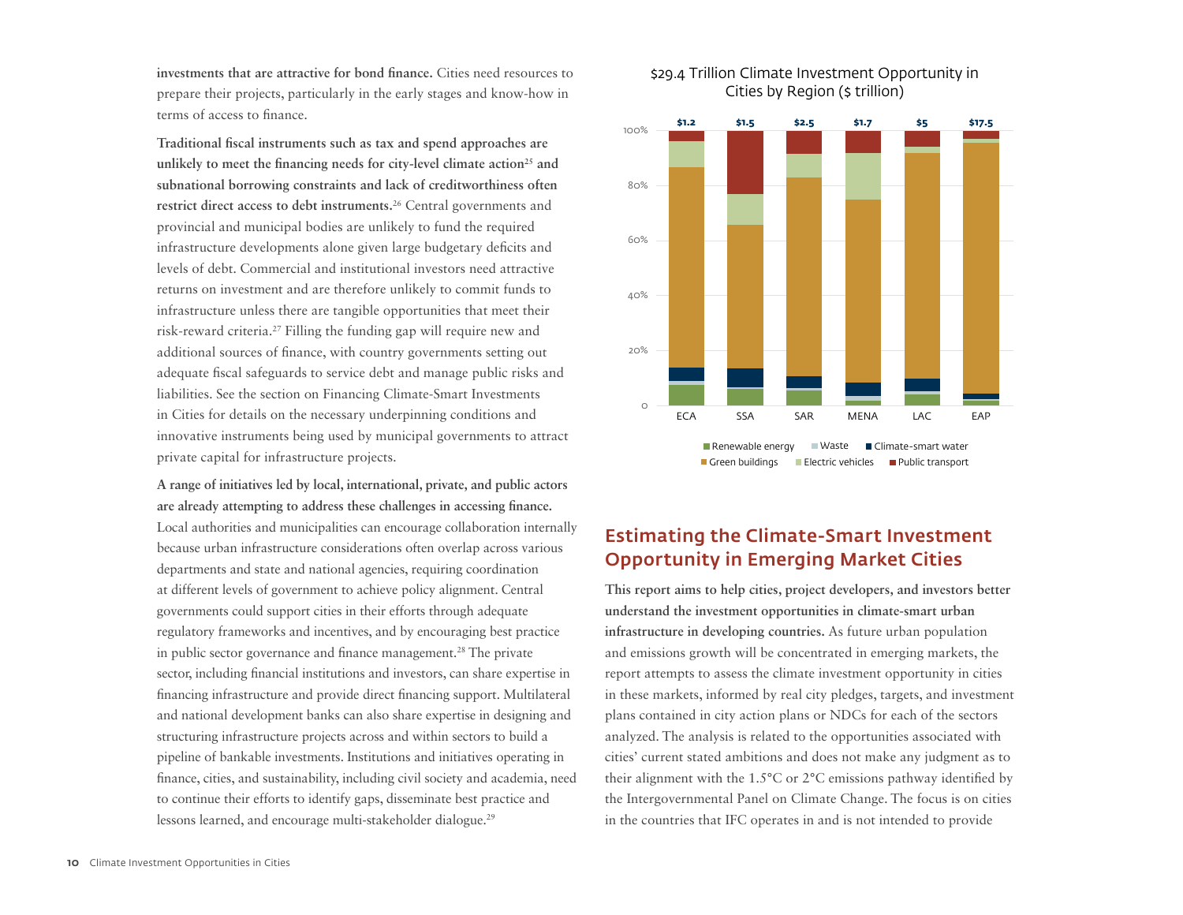**investments that are attractive for bond finance.** Cities need resources to prepare their projects, particularly in the early stages and know-how in terms of access to finance.

**Traditional fiscal instruments such as tax and spend approaches are unlikely to meet the financing needs for city-level climate action[25] and subnational borrowing constraints and lack of creditworthiness often restrict direct access to debt instruments.[26]** Central governments and provincial and municipal bodies are unlikely to fund the required infrastructure developments alone given large budgetary deficits and levels of debt. Commercial and institutional investors need attractive returns on investment and are therefore unlikely to commit funds to infrastructure unless there are tangible opportunities that meet their risk-reward criteria.[27] Filling the funding gap will require new and additional sources of finance, with country governments setting out adequate fiscal safeguards to service debt and manage public risks and liabilities. See the section on Financing Climate-Smart Investments in Cities for details on the necessary underpinning conditions and innovative instruments being used by municipal governments to attract private capital for infrastructure projects.

**A range of initiatives led by local, international, private, and public actors are already attempting to address these challenges in accessing finance.** Local authorities and municipalities can encourage collaboration internally because urban infrastructure considerations often overlap across various departments and state and national agencies, requiring coordination at different levels of government to achieve policy alignment. Central governments could support cities in their efforts through adequate regulatory frameworks and incentives, and by encouraging best practice in public sector governance and finance management.[28] The private sector, including financial institutions and investors, can share expertise in financing infrastructure and provide direct financing support. Multilateral and national development banks can also share expertise in designing and structuring infrastructure projects across and within sectors to build a pipeline of bankable investments. Institutions and initiatives operating in finance, cities, and sustainability, including civil society and academia, need to continue their efforts to identify gaps, disseminate best practice and lessons learned, and encourage multi-stakeholder dialogue.[29]

$29.4 Trillion Climate Investment Opportunity in Cities by Region ($ trillion)

| | ECA | SSA | SAR | MENA | LAC | EAP |
|---|---|---|---|---|---|---|
| Total | $1.2 | $1.5 | $2.5 | $1.7 | $5 | $17.5 |

Legend: Renewable energy, Waste, Climate-smart water, Green buildings, Electric vehicles, Public transport

## Estimating the Climate-Smart Investment Opportunity in Emerging Market Cities

**This report aims to help cities, project developers, and investors better understand the investment opportunities in climate-smart urban infrastructure in developing countries.** As future urban population and emissions growth will be concentrated in emerging markets, the report attempts to assess the climate investment opportunity in cities in these markets, informed by real city pledges, targets, and investment plans contained in city action plans or NDCs for each of the sectors analyzed. The analysis is related to the opportunities associated with cities' current stated ambitions and does not make any judgment as to their alignment with the 1.5°C or 2°C emissions pathway identified by the Intergovernmental Panel on Climate Change. The focus is on cities in the countries that IFC operates in and is not intended to provide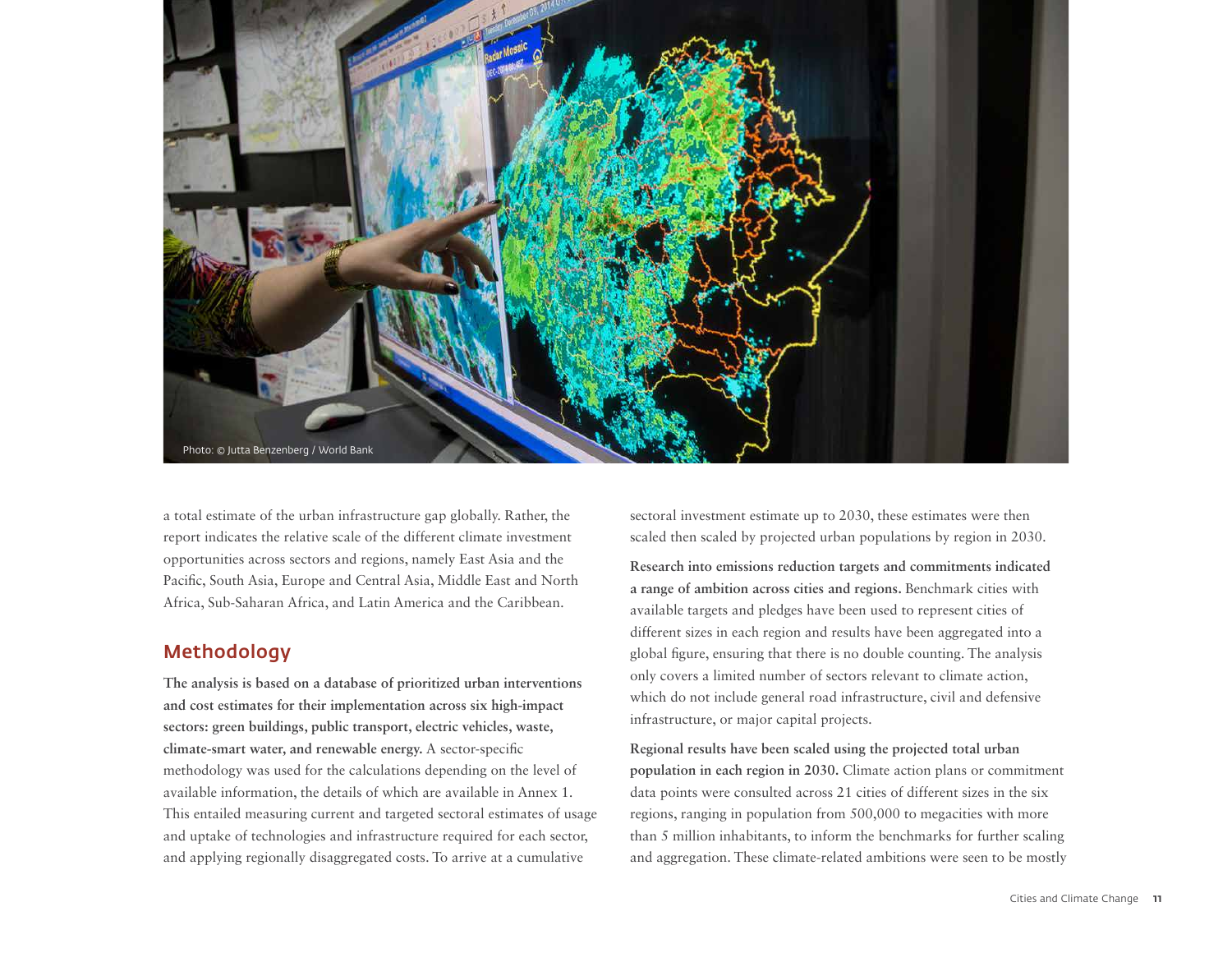Photo: © Jutta Benzenberg / World Bank

a total estimate of the urban infrastructure gap globally. Rather, the report indicates the relative scale of the different climate investment opportunities across sectors and regions, namely East Asia and the Pacific, South Asia, Europe and Central Asia, Middle East and North Africa, Sub-Saharan Africa, and Latin America and the Caribbean.

## Methodology

**The analysis is based on a database of prioritized urban interventions and cost estimates for their implementation across six high-impact sectors: green buildings, public transport, electric vehicles, waste, climate-smart water, and renewable energy.** A sector-specific methodology was used for the calculations depending on the level of available information, the details of which are available in Annex 1. This entailed measuring current and targeted sectoral estimates of usage and uptake of technologies and infrastructure required for each sector, and applying regionally disaggregated costs. To arrive at a cumulative sectoral investment estimate up to 2030, these estimates were then scaled then scaled by projected urban populations by region in 2030.

**Research into emissions reduction targets and commitments indicated a range of ambition across cities and regions.** Benchmark cities with available targets and pledges have been used to represent cities of different sizes in each region and results have been aggregated into a global figure, ensuring that there is no double counting. The analysis only covers a limited number of sectors relevant to climate action, which do not include general road infrastructure, civil and defensive infrastructure, or major capital projects.

**Regional results have been scaled using the projected total urban population in each region in 2030.** Climate action plans or commitment data points were consulted across 21 cities of different sizes in the six regions, ranging in population from 500,000 to megacities with more than 5 million inhabitants, to inform the benchmarks for further scaling and aggregation. These climate-related ambitions were seen to be mostly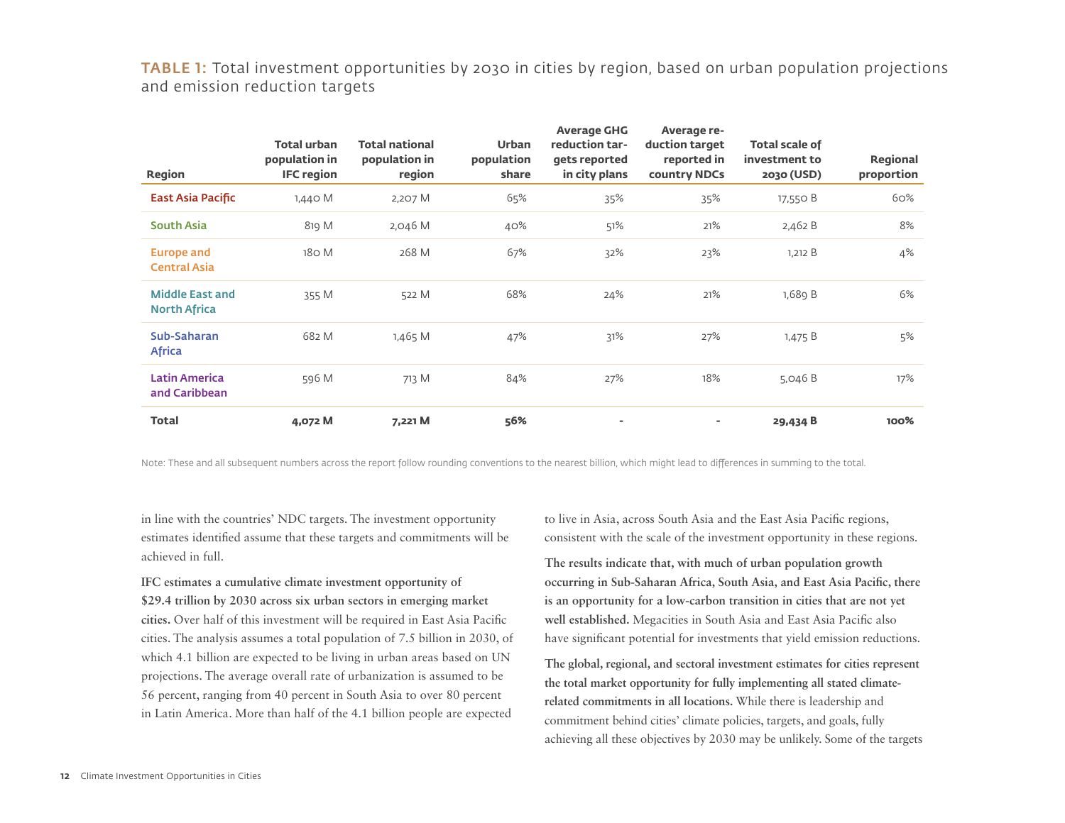**TABLE 1:** Total investment opportunities by 2030 in cities by region, based on urban population projections and emission reduction targets

| Region | Total urban population in IFC region | Total national population in region | Urban population share | Average GHG reduction targets reported in city plans | Average reduction target reported in country NDCs | Total scale of investment to 2030 (USD) | Regional proportion |
|---|---|---|---|---|---|---|---|
| East Asia Pacific | 1,440 M | 2,207 M | 65% | 35% | 35% | 17,550 B | 60% |
| South Asia | 819 M | 2,046 M | 40% | 51% | 21% | 2,462 B | 8% |
| Europe and Central Asia | 180 M | 268 M | 67% | 32% | 23% | 1,212 B | 4% |
| Middle East and North Africa | 355 M | 522 M | 68% | 24% | 21% | 1,689 B | 6% |
| Sub-Saharan Africa | 682 M | 1,465 M | 47% | 31% | 27% | 1,475 B | 5% |
| Latin America and Caribbean | 596 M | 713 M | 84% | 27% | 18% | 5,046 B | 17% |
| **Total** | **4,072 M** | **7,221 M** | **56%** | - | - | **29,434 B** | **100%** |

Note: These and all subsequent numbers across the report follow rounding conventions to the nearest billion, which might lead to differences in summing to the total.

in line with the countries' NDC targets. The investment opportunity estimates identified assume that these targets and commitments will be achieved in full.

**IFC estimates a cumulative climate investment opportunity of $29.4 trillion by 2030 across six urban sectors in emerging market cities.** Over half of this investment will be required in East Asia Pacific cities. The analysis assumes a total population of 7.5 billion in 2030, of which 4.1 billion are expected to be living in urban areas based on UN projections. The average overall rate of urbanization is assumed to be 56 percent, ranging from 40 percent in South Asia to over 80 percent in Latin America. More than half of the 4.1 billion people are expected to live in Asia, across South Asia and the East Asia Pacific regions, consistent with the scale of the investment opportunity in these regions.

**The results indicate that, with much of urban population growth occurring in Sub-Saharan Africa, South Asia, and East Asia Pacific, there is an opportunity for a low-carbon transition in cities that are not yet well established.** Megacities in South Asia and East Asia Pacific also have significant potential for investments that yield emission reductions.

**The global, regional, and sectoral investment estimates for cities represent the total market opportunity for fully implementing all stated climate-related commitments in all locations.** While there is leadership and commitment behind cities' climate policies, targets, and goals, fully achieving all these objectives by 2030 may be unlikely. Some of the targets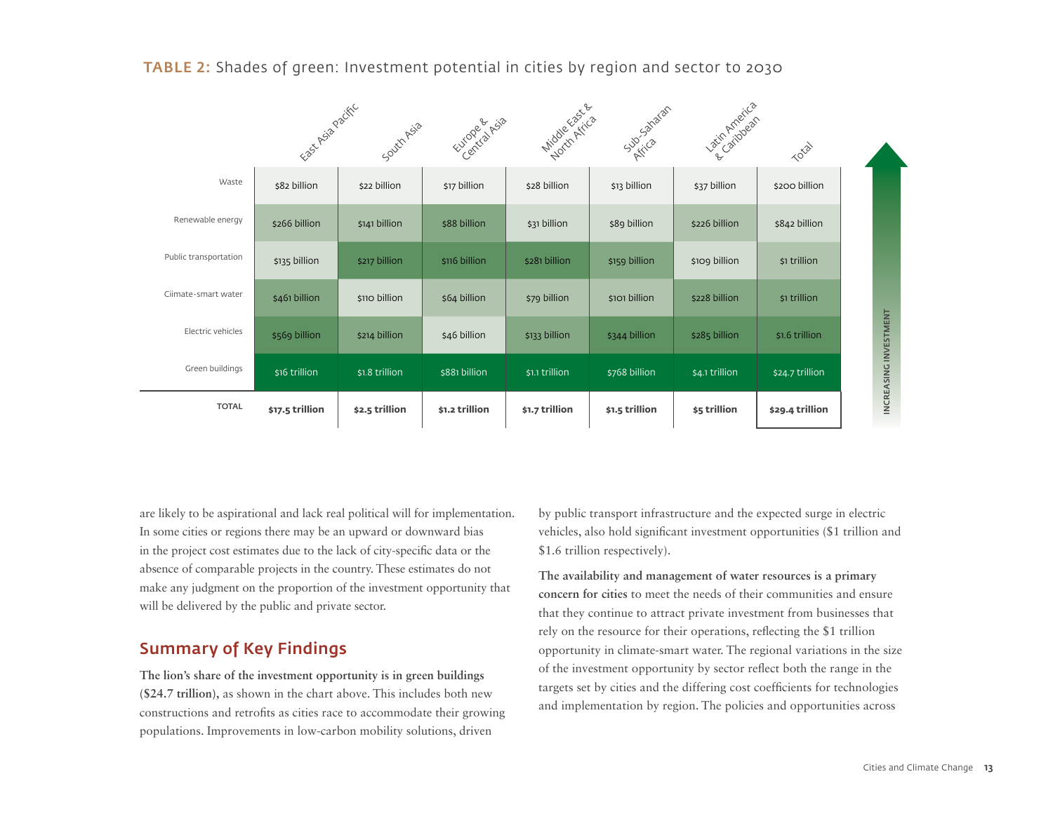**TABLE 2:** Shades of green: Investment potential in cities by region and sector to 2030

| | East Asia Pacific | South Asia | Europe & Central Asia | Middle East & North Africa | Sub-Saharan Africa | Latin America & Caribbean | Total |
|---|---|---|---|---|---|---|---|
| Waste | $82 billion | $22 billion | $17 billion | $28 billion | $13 billion | $37 billion | $200 billion |
| Renewable energy | $266 billion | $141 billion | $88 billion | $31 billion | $89 billion | $226 billion | $842 billion |
| Public transportation | $135 billion | $217 billion | $116 billion | $281 billion | $159 billion | $109 billion | $1 trillion |
| Ciimate-smart water | $461 billion | $110 billion | $64 billion | $79 billion | $101 billion | $228 billion | $1 trillion |
| Electric vehicles | $569 billion | $214 billion | $46 billion | $133 billion | $344 billion | $285 billion | $1.6 trillion |
| Green buildings | $16 trillion | $1.8 trillion | $881 billion | $1.1 trillion | $768 billion | $4.1 trillion | $24.7 trillion |
| **TOTAL** | **$17.5 trillion** | **$2.5 trillion** | **$1.2 trillion** | **$1.7 trillion** | **$1.5 trillion** | **$5 trillion** | **$29.4 trillion** |

INCREASING INVESTMENT

are likely to be aspirational and lack real political will for implementation. In some cities or regions there may be an upward or downward bias in the project cost estimates due to the lack of city-specific data or the absence of comparable projects in the country. These estimates do not make any judgment on the proportion of the investment opportunity that will be delivered by the public and private sector.

## Summary of Key Findings

**The lion's share of the investment opportunity is in green buildings ($24.7 trillion)**, as shown in the chart above. This includes both new constructions and retrofits as cities race to accommodate their growing populations. Improvements in low-carbon mobility solutions, driven by public transport infrastructure and the expected surge in electric vehicles, also hold significant investment opportunities ($1 trillion and $1.6 trillion respectively).

**The availability and management of water resources is a primary concern for cities** to meet the needs of their communities and ensure that they continue to attract private investment from businesses that rely on the resource for their operations, reflecting the $1 trillion opportunity in climate-smart water. The regional variations in the size of the investment opportunity by sector reflect both the range in the targets set by cities and the differing cost coefficients for technologies and implementation by region. The policies and opportunities across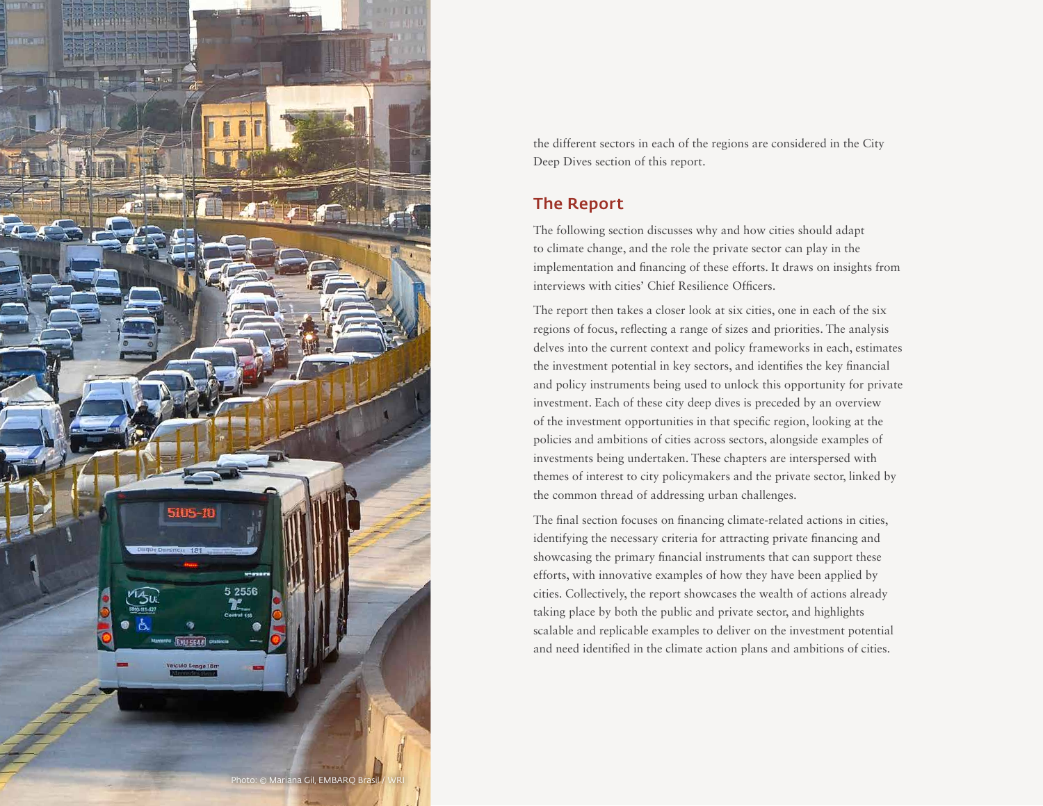the different sectors in each of the regions are considered in the City Deep Dives section of this report.

## The Report

The following section discusses why and how cities should adapt to climate change, and the role the private sector can play in the implementation and financing of these efforts. It draws on insights from interviews with cities' Chief Resilience Officers.

The report then takes a closer look at six cities, one in each of the six regions of focus, reflecting a range of sizes and priorities. The analysis delves into the current context and policy frameworks in each, estimates the investment potential in key sectors, and identifies the key financial and policy instruments being used to unlock this opportunity for private investment. Each of these city deep dives is preceded by an overview of the investment opportunities in that specific region, looking at the policies and ambitions of cities across sectors, alongside examples of investments being undertaken. These chapters are interspersed with themes of interest to city policymakers and the private sector, linked by the common thread of addressing urban challenges.

The final section focuses on financing climate-related actions in cities, identifying the necessary criteria for attracting private financing and showcasing the primary financial instruments that can support these efforts, with innovative examples of how they have been applied by cities. Collectively, the report showcases the wealth of actions already taking place by both the public and private sector, and highlights scalable and replicable examples to deliver on the investment potential and need identified in the climate action plans and ambitions of cities.

Photo: © Mariana Gil, EMBARQ Brasil / WRI